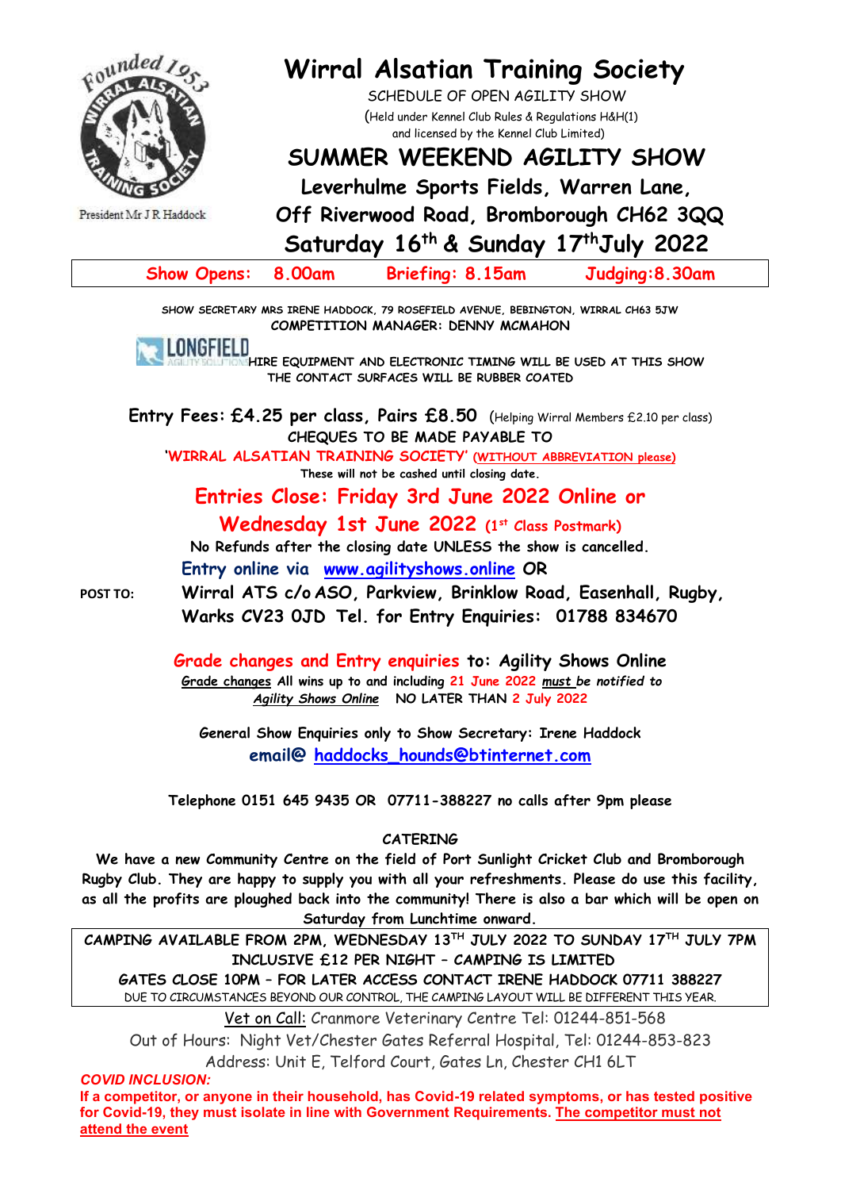# Wirral Alsatian Training Society

President Mr J R Haddock

SCHEDULE OF OPEN AGILITY SHOW

(Held under Kennel Club Rules & Regulations H&H(1) and licensed by the Kennel Club Limited)

## SUMMER WEEKEND AGILITY SHOW

**Leverhulme Sports Fields, Warren Lane,**
**Off Riverwood Road, Bromborough CH62 3QQ**
**Saturday 16th & Sunday 17th July 2022**

| Show Opens: 8.00am | Briefing: 8.15am | Judging: 8.30am |
|---|---|---|

SHOW SECRETARY MRS IRENE HADDOCK, 79 ROSEFIELD AVENUE, BEBINGTON, WIRRAL CH63 5JW
COMPETITION MANAGER: DENNY MCMAHON

LONGFIELD HIRE EQUIPMENT AND ELECTRONIC TIMING WILL BE USED AT THIS SHOW
THE CONTACT SURFACES WILL BE RUBBER COATED

**Entry Fees: £4.25 per class, Pairs £8.50** (Helping Wirral Members £2.10 per class)

**CHEQUES TO BE MADE PAYABLE TO**
**'WIRRAL ALSATIAN TRAINING SOCIETY' (WITHOUT ABBREVIATION please)**
**These will not be cashed until closing date.**

**Entries Close: Friday 3rd June 2022 Online or Wednesday 1st June 2022 (1st Class Postmark)**

**No Refunds after the closing date UNLESS the show is cancelled.**

**Entry online via www.agilityshows.online OR**

**POST TO: Wirral ATS c/o ASO, Parkview, Brinklow Road, Easenhall, Rugby, Warks CV23 0JD Tel. for Entry Enquiries: 01788 834670**

**Grade changes and Entry enquiries to: Agility Shows Online**

***Grade changes* All wins up to and including 21 June 2022 *must be notified to Agility Shows Online* NO LATER THAN 2 July 2022**

**General Show Enquiries only to Show Secretary: Irene Haddock**
**email@ haddocks_hounds@btinternet.com**

**Telephone 0151 645 9435 OR 07711-388227 no calls after 9pm please**

**CATERING**

**We have a new Community Centre on the field of Port Sunlight Cricket Club and Bromborough Rugby Club. They are happy to supply you with all your refreshments. Please do use this facility, as all the profits are ploughed back into the community! There is also a bar which will be open on Saturday from Lunchtime onward.**

**CAMPING AVAILABLE FROM 2PM, WEDNESDAY 13TH JULY 2022 TO SUNDAY 17TH JULY 7PM INCLUSIVE £12 PER NIGHT – CAMPING IS LIMITED**
**GATES CLOSE 10PM – FOR LATER ACCESS CONTACT IRENE HADDOCK 07711 388227**
DUE TO CIRCUMSTANCES BEYOND OUR CONTROL, THE CAMPING LAYOUT WILL BE DIFFERENT THIS YEAR.

Vet on Call: Cranmore Veterinary Centre Tel: 01244-851-568
Out of Hours: Night Vet/Chester Gates Referral Hospital, Tel: 01244-853-823
Address: Unit E, Telford Court, Gates Ln, Chester CH1 6LT

***COVID INCLUSION:***

**If a competitor, or anyone in their household, has Covid-19 related symptoms, or has tested positive for Covid-19, they must isolate in line with Government Requirements. The competitor must not attend the event**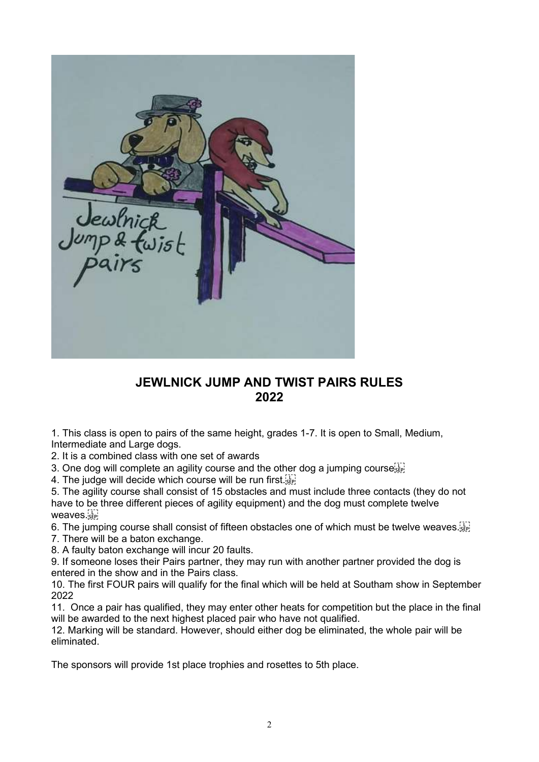# JEWLNICK JUMP AND TWIST PAIRS RULES 2022

1. This class is open to pairs of the same height, grades 1-7. It is open to Small, Medium, Intermediate and Large dogs.
2. It is a combined class with one set of awards
3. One dog will complete an agility course and the other dog a jumping course
4. The judge will decide which course will be run first.
5. The agility course shall consist of 15 obstacles and must include three contacts (they do not have to be three different pieces of agility equipment) and the dog must complete twelve weaves.
6. The jumping course shall consist of fifteen obstacles one of which must be twelve weaves.
7. There will be a baton exchange.
8. A faulty baton exchange will incur 20 faults.
9. If someone loses their Pairs partner, they may run with another partner provided the dog is entered in the show and in the Pairs class.
10. The first FOUR pairs will qualify for the final which will be held at Southam show in September 2022
11. Once a pair has qualified, they may enter other heats for competition but the place in the final will be awarded to the next highest placed pair who have not qualified.
12. Marking will be standard. However, should either dog be eliminated, the whole pair will be eliminated.

The sponsors will provide 1st place trophies and rosettes to 5th place.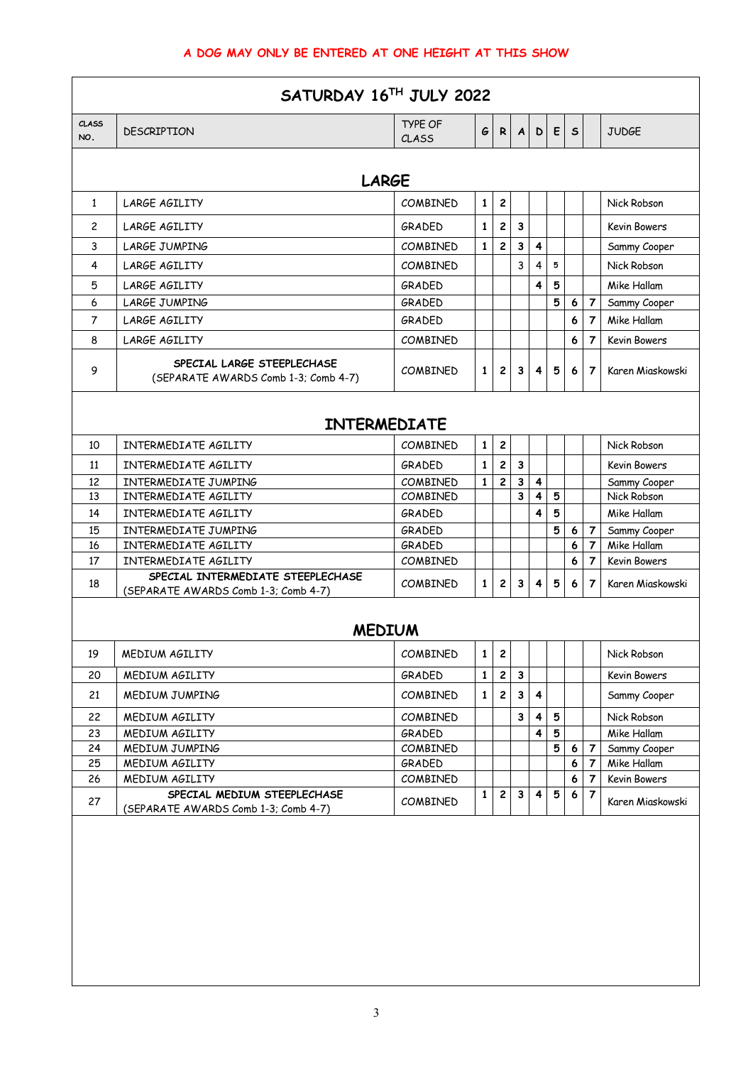**A DOG MAY ONLY BE ENTERED AT ONE HEIGHT AT THIS SHOW**

| SATURDAY 16TH JULY 2022 | | | | | | | | | | |
|---|---|---|---|---|---|---|---|---|---|---|
| CLASS NO. | DESCRIPTION | TYPE OF CLASS | G | R | A | D | E | S | | JUDGE |
| | **LARGE** | | | | | | | | | |
| 1 | LARGE AGILITY | COMBINED | 1 | 2 | | | | | | Nick Robson |
| 2 | LARGE AGILITY | GRADED | 1 | 2 | 3 | | | | | Kevin Bowers |
| 3 | LARGE JUMPING | COMBINED | 1 | 2 | 3 | 4 | | | | Sammy Cooper |
| 4 | LARGE AGILITY | COMBINED | | | 3 | 4 | 5 | | | Nick Robson |
| 5 | LARGE AGILITY | GRADED | | | | 4 | 5 | | | Mike Hallam |
| 6 | LARGE JUMPING | GRADED | | | | | 5 | 6 | 7 | Sammy Cooper |
| 7 | LARGE AGILITY | GRADED | | | | | | 6 | 7 | Mike Hallam |
| 8 | LARGE AGILITY | COMBINED | | | | | | 6 | 7 | Kevin Bowers |
| 9 | SPECIAL LARGE STEEPLECHASE (SEPARATE AWARDS Comb 1-3; Comb 4-7) | COMBINED | 1 | 2 | 3 | 4 | 5 | 6 | 7 | Karen Miaskowski |
| | **INTERMEDIATE** | | | | | | | | | |
| 10 | INTERMEDIATE AGILITY | COMBINED | 1 | 2 | | | | | | Nick Robson |
| 11 | INTERMEDIATE AGILITY | GRADED | 1 | 2 | 3 | | | | | Kevin Bowers |
| 12 | INTERMEDIATE JUMPING | COMBINED | 1 | 2 | 3 | 4 | | | | Sammy Cooper |
| 13 | INTERMEDIATE AGILITY | COMBINED | | | 3 | 4 | 5 | | | Nick Robson |
| 14 | INTERMEDIATE AGILITY | GRADED | | | | 4 | 5 | | | Mike Hallam |
| 15 | INTERMEDIATE JUMPING | GRADED | | | | | 5 | 6 | 7 | Sammy Cooper |
| 16 | INTERMEDIATE AGILITY | GRADED | | | | | | 6 | 7 | Mike Hallam |
| 17 | INTERMEDIATE AGILITY | COMBINED | | | | | | 6 | 7 | Kevin Bowers |
| 18 | SPECIAL INTERMEDIATE STEEPLECHASE (SEPARATE AWARDS Comb 1-3; Comb 4-7) | COMBINED | 1 | 2 | 3 | 4 | 5 | 6 | 7 | Karen Miaskowski |
| | **MEDIUM** | | | | | | | | | |
| 19 | MEDIUM AGILITY | COMBINED | 1 | 2 | | | | | | Nick Robson |
| 20 | MEDIUM AGILITY | GRADED | 1 | 2 | 3 | | | | | Kevin Bowers |
| 21 | MEDIUM JUMPING | COMBINED | 1 | 2 | 3 | 4 | | | | Sammy Cooper |
| 22 | MEDIUM AGILITY | COMBINED | | | 3 | 4 | 5 | | | Nick Robson |
| 23 | MEDIUM AGILITY | GRADED | | | | 4 | 5 | | | Mike Hallam |
| 24 | MEDIUM JUMPING | COMBINED | | | | | 5 | 6 | 7 | Sammy Cooper |
| 25 | MEDIUM AGILITY | GRADED | | | | | | 6 | 7 | Mike Hallam |
| 26 | MEDIUM AGILITY | COMBINED | | | | | | 6 | 7 | Kevin Bowers |
| 27 | SPECIAL MEDIUM STEEPLECHASE (SEPARATE AWARDS Comb 1-3; Comb 4-7) | COMBINED | 1 | 2 | 3 | 4 | 5 | 6 | 7 | Karen Miaskowski |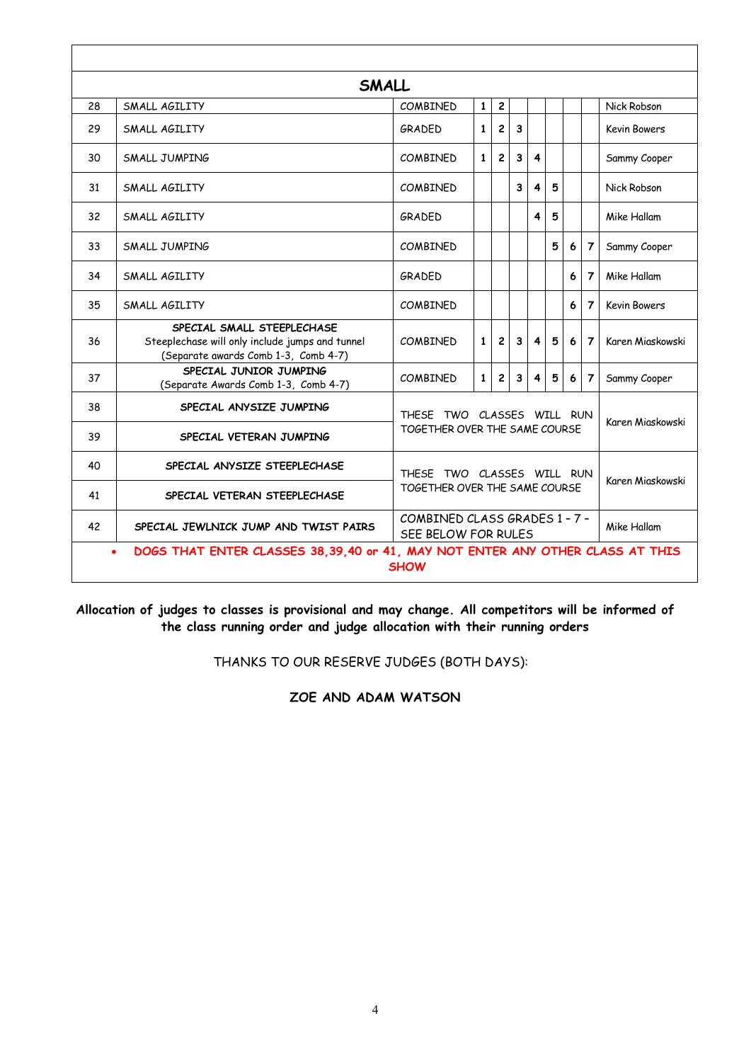| | | | | | | | | | | | |
|---|---|---|---|---|---|---|---|---|---|---|---|
| **SMALL** | | | | | | | | | | | |
| 28 | SMALL AGILITY | COMBINED | 1 | 2 | | | | | | | Nick Robson |
| 29 | SMALL AGILITY | GRADED | 1 | 2 | 3 | | | | | | Kevin Bowers |
| 30 | SMALL JUMPING | COMBINED | 1 | 2 | 3 | 4 | | | | | Sammy Cooper |
| 31 | SMALL AGILITY | COMBINED | | | 3 | 4 | 5 | | | | Nick Robson |
| 32 | SMALL AGILITY | GRADED | | | | 4 | 5 | | | | Mike Hallam |
| 33 | SMALL JUMPING | COMBINED | | | | | 5 | 6 | 7 | | Sammy Cooper |
| 34 | SMALL AGILITY | GRADED | | | | | | 6 | 7 | | Mike Hallam |
| 35 | SMALL AGILITY | COMBINED | | | | | | 6 | 7 | | Kevin Bowers |
| 36 | SPECIAL SMALL STEEPLECHASE<br>Steeplechase will only include jumps and tunnel<br>(Separate awards Comb 1-3, Comb 4-7) | COMBINED | 1 | 2 | 3 | 4 | 5 | 6 | 7 | | Karen Miaskowski |
| 37 | SPECIAL JUNIOR JUMPING<br>(Separate Awards Comb 1-3, Comb 4-7) | COMBINED | 1 | 2 | 3 | 4 | 5 | 6 | 7 | | Sammy Cooper |
| 38 | SPECIAL ANYSIZE JUMPING | THESE TWO CLASSES WILL RUN TOGETHER OVER THE SAME COURSE | | | | | | | | | Karen Miaskowski |
| 39 | SPECIAL VETERAN JUMPING | | | | | | | | | | |
| 40 | SPECIAL ANYSIZE STEEPLECHASE | THESE TWO CLASSES WILL RUN TOGETHER OVER THE SAME COURSE | | | | | | | | | Karen Miaskowski |
| 41 | SPECIAL VETERAN STEEPLECHASE | | | | | | | | | | |
| 42 | SPECIAL JEWLNICK JUMP AND TWIST PAIRS | COMBINED CLASS GRADES 1 - 7 - SEE BELOW FOR RULES | | | | | | | | | Mike Hallam |

- **DOGS THAT ENTER CLASSES 38,39,40 or 41, MAY NOT ENTER ANY OTHER CLASS AT THIS SHOW**

**Allocation of judges to classes is provisional and may change. All competitors will be informed of the class running order and judge allocation with their running orders**

THANKS TO OUR RESERVE JUDGES (BOTH DAYS):

**ZOE AND ADAM WATSON**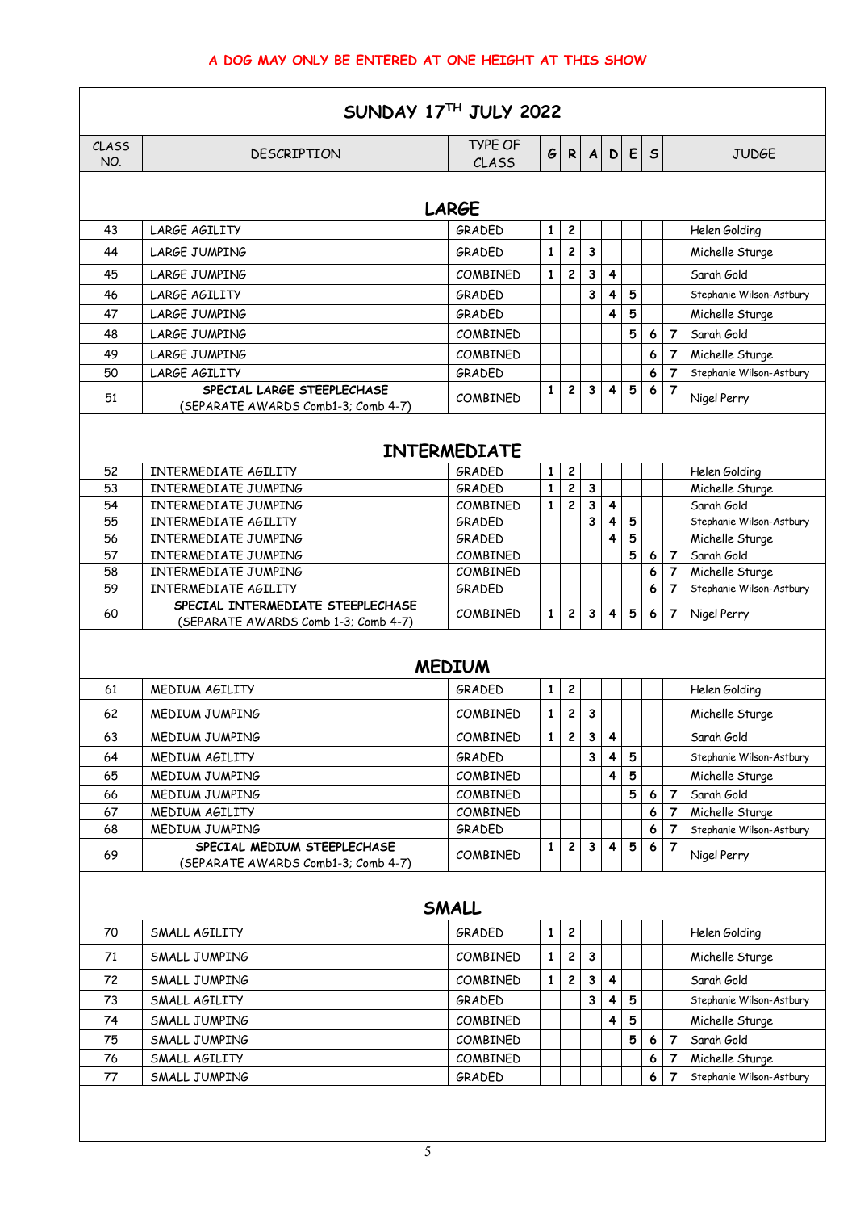A DOG MAY ONLY BE ENTERED AT ONE HEIGHT AT THIS SHOW

## SUNDAY 17TH JULY 2022

| CLASS NO. | DESCRIPTION | TYPE OF CLASS | G | R | A | D | E | S | | JUDGE |
|---|---|---|---|---|---|---|---|---|---|---|
| | **LARGE** | | | | | | | | | |
| 43 | LARGE AGILITY | GRADED | 1 | 2 | | | | | | Helen Golding |
| 44 | LARGE JUMPING | GRADED | 1 | 2 | 3 | | | | | Michelle Sturge |
| 45 | LARGE JUMPING | COMBINED | 1 | 2 | 3 | 4 | | | | Sarah Gold |
| 46 | LARGE AGILITY | GRADED | | | 3 | 4 | 5 | | | Stephanie Wilson-Astbury |
| 47 | LARGE JUMPING | GRADED | | | | 4 | 5 | | | Michelle Sturge |
| 48 | LARGE JUMPING | COMBINED | | | | | 5 | 6 | 7 | Sarah Gold |
| 49 | LARGE JUMPING | COMBINED | | | | | | 6 | 7 | Michelle Sturge |
| 50 | LARGE AGILITY | GRADED | | | | | | 6 | 7 | Stephanie Wilson-Astbury |
| 51 | SPECIAL LARGE STEEPLECHASE (SEPARATE AWARDS Comb1-3; Comb 4-7) | COMBINED | 1 | 2 | 3 | 4 | 5 | 6 | 7 | Nigel Perry |
| | **INTERMEDIATE** | | | | | | | | | |
| 52 | INTERMEDIATE AGILITY | GRADED | 1 | 2 | | | | | | Helen Golding |
| 53 | INTERMEDIATE JUMPING | GRADED | 1 | 2 | 3 | | | | | Michelle Sturge |
| 54 | INTERMEDIATE JUMPING | COMBINED | 1 | 2 | 3 | 4 | | | | Sarah Gold |
| 55 | INTERMEDIATE AGILITY | GRADED | | | 3 | 4 | 5 | | | Stephanie Wilson-Astbury |
| 56 | INTERMEDIATE JUMPING | GRADED | | | | 4 | 5 | | | Michelle Sturge |
| 57 | INTERMEDIATE JUMPING | COMBINED | | | | | 5 | 6 | 7 | Sarah Gold |
| 58 | INTERMEDIATE JUMPING | COMBINED | | | | | | 6 | 7 | Michelle Sturge |
| 59 | INTERMEDIATE AGILITY | GRADED | | | | | | 6 | 7 | Stephanie Wilson-Astbury |
| 60 | SPECIAL INTERMEDIATE STEEPLECHASE (SEPARATE AWARDS Comb 1-3; Comb 4-7) | COMBINED | 1 | 2 | 3 | 4 | 5 | 6 | 7 | Nigel Perry |
| | **MEDIUM** | | | | | | | | | |
| 61 | MEDIUM AGILITY | GRADED | 1 | 2 | | | | | | Helen Golding |
| 62 | MEDIUM JUMPING | COMBINED | 1 | 2 | 3 | | | | | Michelle Sturge |
| 63 | MEDIUM JUMPING | COMBINED | 1 | 2 | 3 | 4 | | | | Sarah Gold |
| 64 | MEDIUM AGILITY | GRADED | | | 3 | 4 | 5 | | | Stephanie Wilson-Astbury |
| 65 | MEDIUM JUMPING | COMBINED | | | | 4 | 5 | | | Michelle Sturge |
| 66 | MEDIUM JUMPING | COMBINED | | | | | 5 | 6 | 7 | Sarah Gold |
| 67 | MEDIUM AGILITY | COMBINED | | | | | | 6 | 7 | Michelle Sturge |
| 68 | MEDIUM JUMPING | GRADED | | | | | | 6 | 7 | Stephanie Wilson-Astbury |
| 69 | SPECIAL MEDIUM STEEPLECHASE (SEPARATE AWARDS Comb1-3; Comb 4-7) | COMBINED | 1 | 2 | 3 | 4 | 5 | 6 | 7 | Nigel Perry |
| | **SMALL** | | | | | | | | | |
| 70 | SMALL AGILITY | GRADED | 1 | 2 | | | | | | Helen Golding |
| 71 | SMALL JUMPING | COMBINED | 1 | 2 | 3 | | | | | Michelle Sturge |
| 72 | SMALL JUMPING | COMBINED | 1 | 2 | 3 | 4 | | | | Sarah Gold |
| 73 | SMALL AGILITY | GRADED | | | 3 | 4 | 5 | | | Stephanie Wilson-Astbury |
| 74 | SMALL JUMPING | COMBINED | | | | 4 | 5 | | | Michelle Sturge |
| 75 | SMALL JUMPING | COMBINED | | | | | 5 | 6 | 7 | Sarah Gold |
| 76 | SMALL AGILITY | COMBINED | | | | | | 6 | 7 | Michelle Sturge |
| 77 | SMALL JUMPING | GRADED | | | | | | 6 | 7 | Stephanie Wilson-Astbury |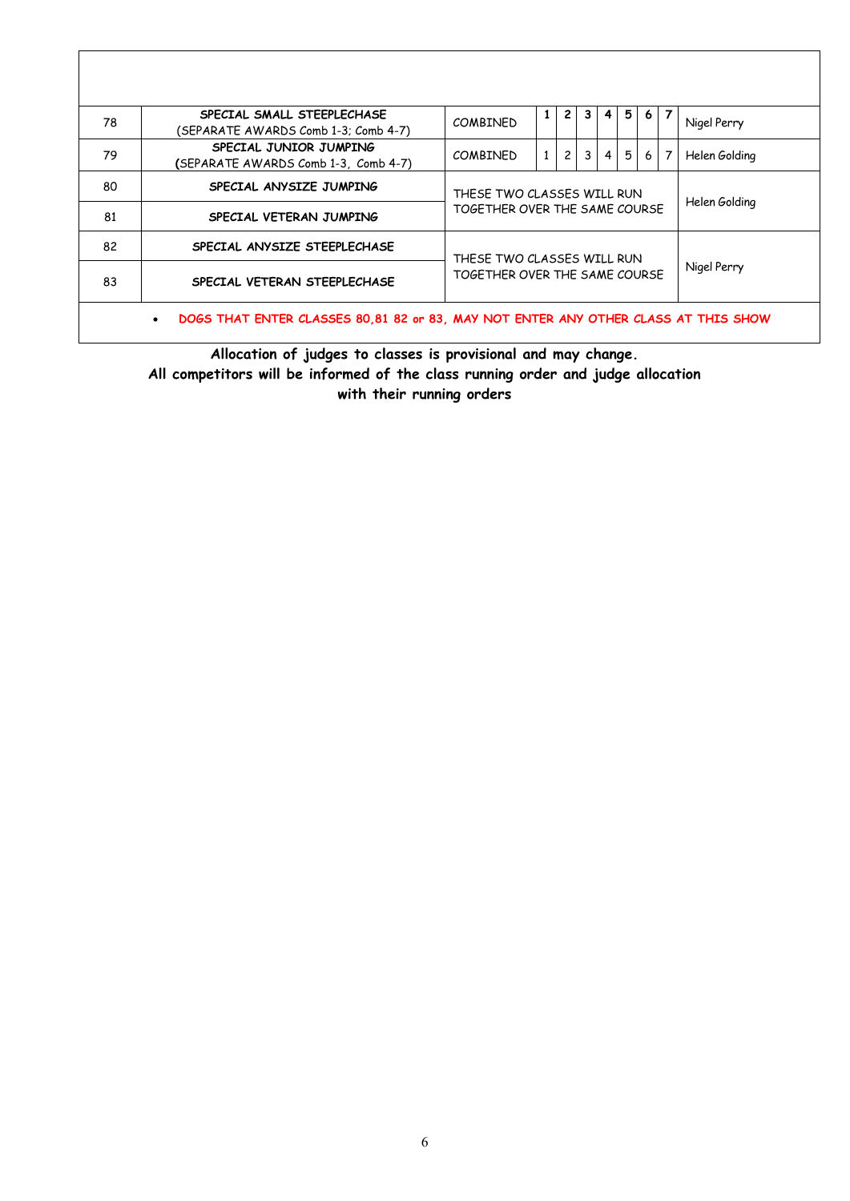| | | | | | | | | | | |
|---|---|---|---|---|---|---|---|---|---|---|
| 78 | **SPECIAL SMALL STEEPLECHASE** (SEPARATE AWARDS Comb 1-3; Comb 4-7) | COMBINED | 1 | 2 | 3 | 4 | 5 | 6 | 7 | Nigel Perry |
| 79 | **SPECIAL JUNIOR JUMPING** (SEPARATE AWARDS Comb 1-3, Comb 4-7) | COMBINED | 1 | 2 | 3 | 4 | 5 | 6 | 7 | Helen Golding |
| 80 | **SPECIAL ANYSIZE JUMPING** | THESE TWO CLASSES WILL RUN TOGETHER OVER THE SAME COURSE | | | | | | | | Helen Golding |
| 81 | **SPECIAL VETERAN JUMPING** | | | | | | | | | |
| 82 | **SPECIAL ANYSIZE STEEPLECHASE** | THESE TWO CLASSES WILL RUN TOGETHER OVER THE SAME COURSE | | | | | | | | Nigel Perry |
| 83 | **SPECIAL VETERAN STEEPLECHASE** | | | | | | | | | |

- **DOGS THAT ENTER CLASSES 80,81 82 or 83, MAY NOT ENTER ANY OTHER CLASS AT THIS SHOW**

**Allocation of judges to classes is provisional and may change.**
**All competitors will be informed of the class running order and judge allocation with their running orders**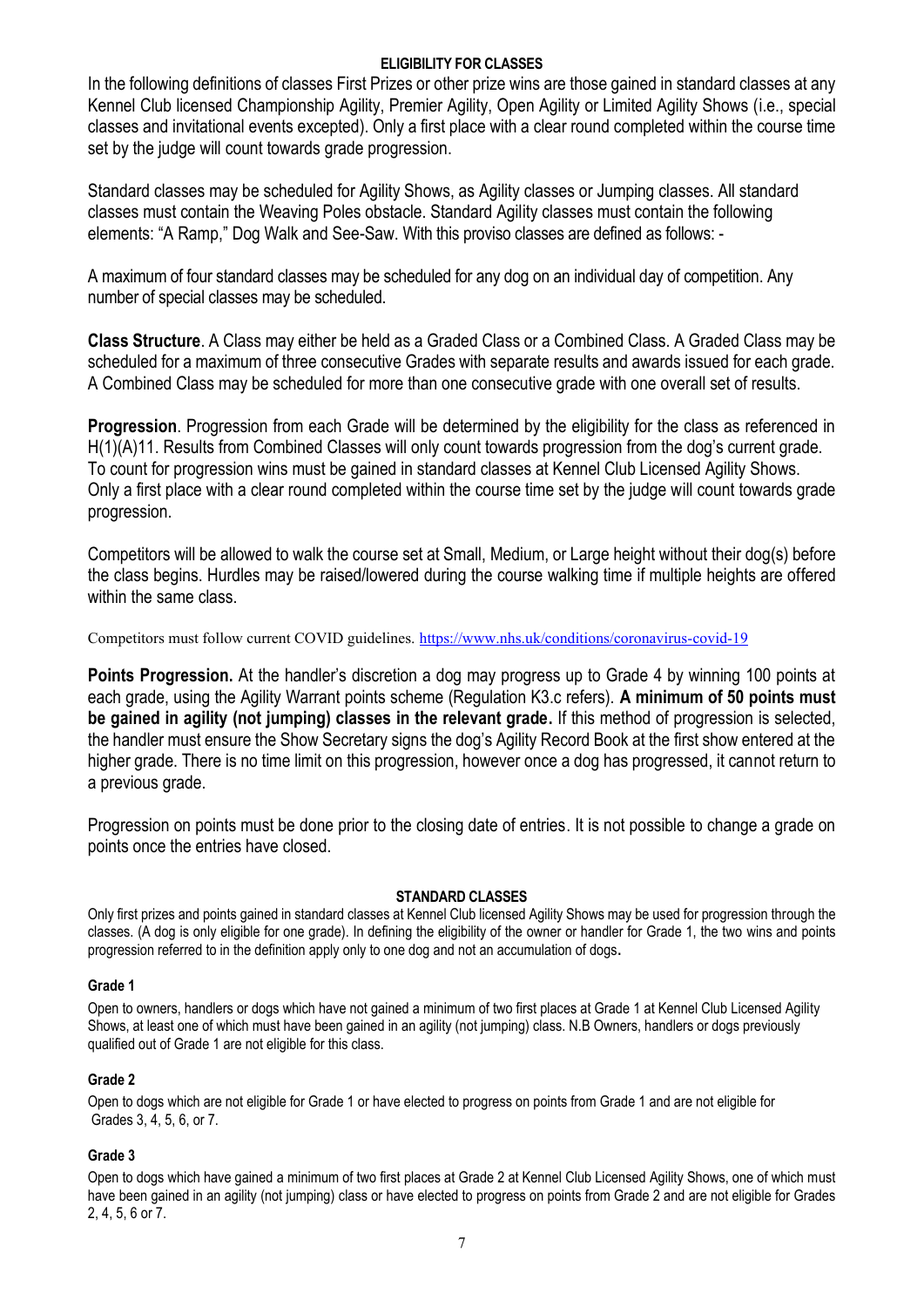## ELIGIBILITY FOR CLASSES

In the following definitions of classes First Prizes or other prize wins are those gained in standard classes at any Kennel Club licensed Championship Agility, Premier Agility, Open Agility or Limited Agility Shows (i.e., special classes and invitational events excepted). Only a first place with a clear round completed within the course time set by the judge will count towards grade progression.

Standard classes may be scheduled for Agility Shows, as Agility classes or Jumping classes. All standard classes must contain the Weaving Poles obstacle. Standard Agility classes must contain the following elements: "A Ramp," Dog Walk and See-Saw. With this proviso classes are defined as follows: -

A maximum of four standard classes may be scheduled for any dog on an individual day of competition. Any number of special classes may be scheduled.

**Class Structure**. A Class may either be held as a Graded Class or a Combined Class. A Graded Class may be scheduled for a maximum of three consecutive Grades with separate results and awards issued for each grade. A Combined Class may be scheduled for more than one consecutive grade with one overall set of results.

**Progression**. Progression from each Grade will be determined by the eligibility for the class as referenced in H(1)(A)11. Results from Combined Classes will only count towards progression from the dog's current grade. To count for progression wins must be gained in standard classes at Kennel Club Licensed Agility Shows. Only a first place with a clear round completed within the course time set by the judge will count towards grade progression.

Competitors will be allowed to walk the course set at Small, Medium, or Large height without their dog(s) before the class begins. Hurdles may be raised/lowered during the course walking time if multiple heights are offered within the same class.

Competitors must follow current COVID guidelines. https://www.nhs.uk/conditions/coronavirus-covid-19

**Points Progression.** At the handler's discretion a dog may progress up to Grade 4 by winning 100 points at each grade, using the Agility Warrant points scheme (Regulation K3.c refers). **A minimum of 50 points must be gained in agility (not jumping) classes in the relevant grade.** If this method of progression is selected, the handler must ensure the Show Secretary signs the dog's Agility Record Book at the first show entered at the higher grade. There is no time limit on this progression, however once a dog has progressed, it cannot return to a previous grade.

Progression on points must be done prior to the closing date of entries. It is not possible to change a grade on points once the entries have closed.

## STANDARD CLASSES

Only first prizes and points gained in standard classes at Kennel Club licensed Agility Shows may be used for progression through the classes. (A dog is only eligible for one grade). In defining the eligibility of the owner or handler for Grade 1, the two wins and points progression referred to in the definition apply only to one dog and not an accumulation of dogs.

### Grade 1

Open to owners, handlers or dogs which have not gained a minimum of two first places at Grade 1 at Kennel Club Licensed Agility Shows, at least one of which must have been gained in an agility (not jumping) class. N.B Owners, handlers or dogs previously qualified out of Grade 1 are not eligible for this class.

### Grade 2

Open to dogs which are not eligible for Grade 1 or have elected to progress on points from Grade 1 and are not eligible for Grades 3, 4, 5, 6, or 7.

### Grade 3

Open to dogs which have gained a minimum of two first places at Grade 2 at Kennel Club Licensed Agility Shows, one of which must have been gained in an agility (not jumping) class or have elected to progress on points from Grade 2 and are not eligible for Grades 2, 4, 5, 6 or 7.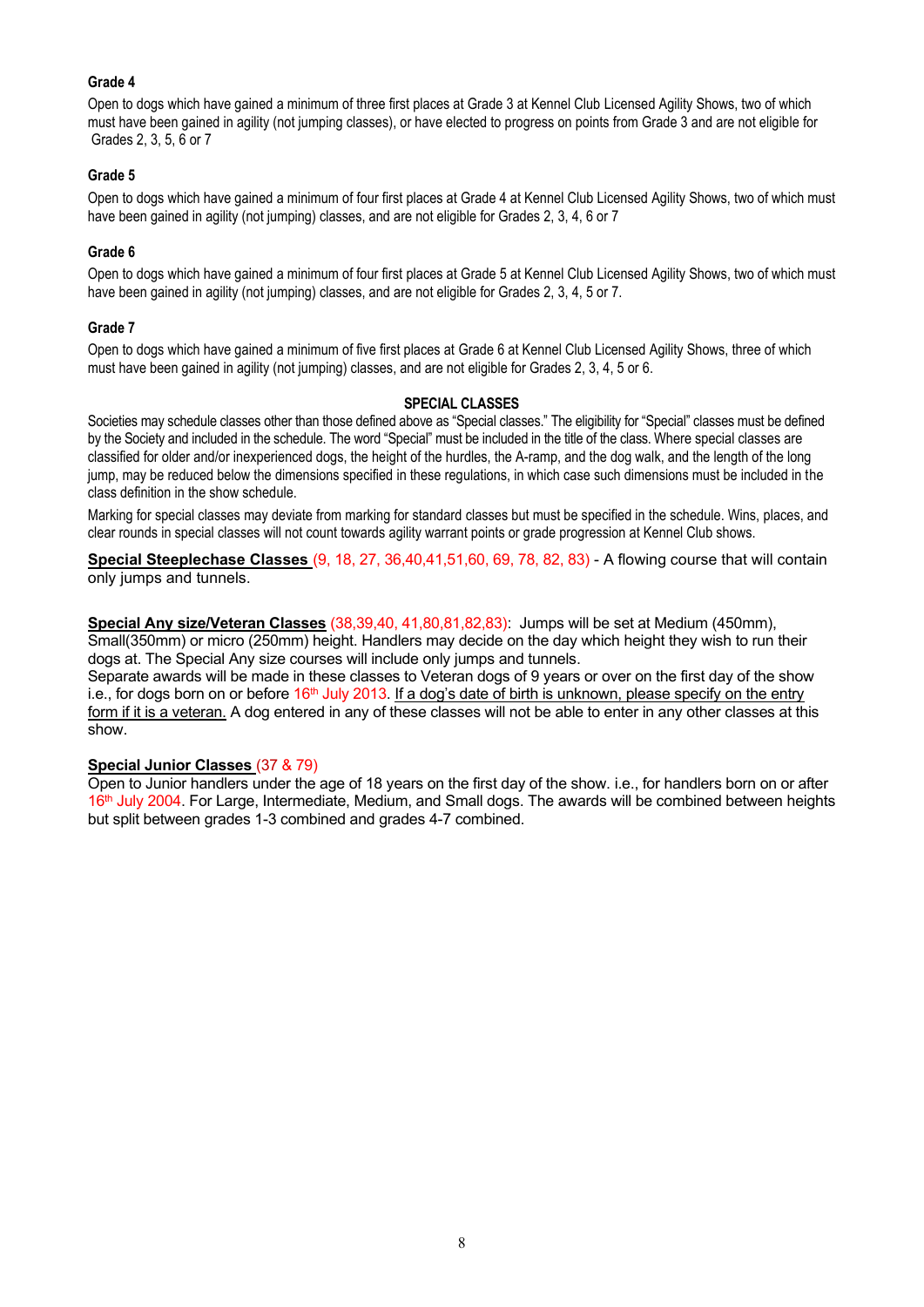**Grade 4**

Open to dogs which have gained a minimum of three first places at Grade 3 at Kennel Club Licensed Agility Shows, two of which must have been gained in agility (not jumping classes), or have elected to progress on points from Grade 3 and are not eligible for Grades 2, 3, 5, 6 or 7

**Grade 5**

Open to dogs which have gained a minimum of four first places at Grade 4 at Kennel Club Licensed Agility Shows, two of which must have been gained in agility (not jumping) classes, and are not eligible for Grades 2, 3, 4, 6 or 7

**Grade 6**

Open to dogs which have gained a minimum of four first places at Grade 5 at Kennel Club Licensed Agility Shows, two of which must have been gained in agility (not jumping) classes, and are not eligible for Grades 2, 3, 4, 5 or 7.

**Grade 7**

Open to dogs which have gained a minimum of five first places at Grade 6 at Kennel Club Licensed Agility Shows, three of which must have been gained in agility (not jumping) classes, and are not eligible for Grades 2, 3, 4, 5 or 6.

**SPECIAL CLASSES**

Societies may schedule classes other than those defined above as "Special classes." The eligibility for "Special" classes must be defined by the Society and included in the schedule. The word "Special" must be included in the title of the class. Where special classes are classified for older and/or inexperienced dogs, the height of the hurdles, the A-ramp, and the dog walk, and the length of the long jump, may be reduced below the dimensions specified in these regulations, in which case such dimensions must be included in the class definition in the show schedule.

Marking for special classes may deviate from marking for standard classes but must be specified in the schedule. Wins, places, and clear rounds in special classes will not count towards agility warrant points or grade progression at Kennel Club shows.

**Special Steeplechase Classes** (9, 18, 27, 36,40,41,51,60, 69, 78, 82, 83) - A flowing course that will contain only jumps and tunnels.

**Special Any size/Veteran Classes** (38,39,40, 41,80,81,82,83): Jumps will be set at Medium (450mm), Small(350mm) or micro (250mm) height. Handlers may decide on the day which height they wish to run their dogs at. The Special Any size courses will include only jumps and tunnels.
Separate awards will be made in these classes to Veteran dogs of 9 years or over on the first day of the show i.e., for dogs born on or before 16th July 2013. If a dog's date of birth is unknown, please specify on the entry form if it is a veteran. A dog entered in any of these classes will not be able to enter in any other classes at this show.

**Special Junior Classes** (37 & 79)
Open to Junior handlers under the age of 18 years on the first day of the show. i.e., for handlers born on or after 16th July 2004. For Large, Intermediate, Medium, and Small dogs. The awards will be combined between heights but split between grades 1-3 combined and grades 4-7 combined.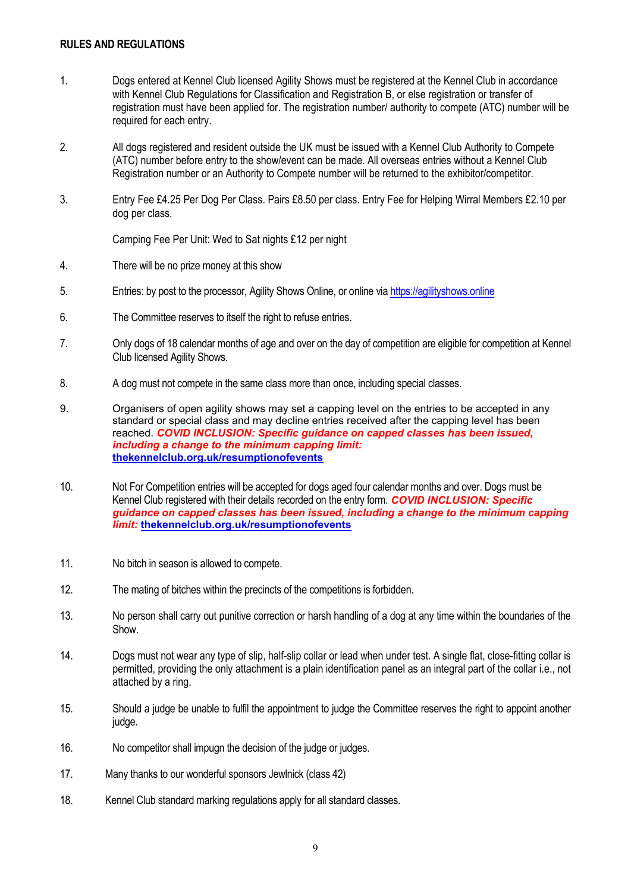## RULES AND REGULATIONS

1. Dogs entered at Kennel Club licensed Agility Shows must be registered at the Kennel Club in accordance with Kennel Club Regulations for Classification and Registration B, or else registration or transfer of registration must have been applied for. The registration number/ authority to compete (ATC) number will be required for each entry.

2. All dogs registered and resident outside the UK must be issued with a Kennel Club Authority to Compete (ATC) number before entry to the show/event can be made. All overseas entries without a Kennel Club Registration number or an Authority to Compete number will be returned to the exhibitor/competitor.

3. Entry Fee £4.25 Per Dog Per Class. Pairs £8.50 per class. Entry Fee for Helping Wirral Members £2.10 per dog per class.

   Camping Fee Per Unit: Wed to Sat nights £12 per night

4. There will be no prize money at this show

5. Entries: by post to the processor, Agility Shows Online, or online via [https://agilityshows.online](https://agilityshows.online)

6. The Committee reserves to itself the right to refuse entries.

7. Only dogs of 18 calendar months of age and over on the day of competition are eligible for competition at Kennel Club licensed Agility Shows.

8. A dog must not compete in the same class more than once, including special classes.

9. Organisers of open agility shows may set a capping level on the entries to be accepted in any standard or special class and may decline entries received after the capping level has been reached. ***COVID INCLUSION: Specific guidance on capped classes has been issued, including a change to the minimum capping limit:*** **[thekennelclub.org.uk/resumptionofevents](https://thekennelclub.org.uk/resumptionofevents)**

10. Not For Competition entries will be accepted for dogs aged four calendar months and over. Dogs must be Kennel Club registered with their details recorded on the entry form. ***COVID INCLUSION: Specific guidance on capped classes has been issued, including a change to the minimum capping limit:*** **[thekennelclub.org.uk/resumptionofevents](https://thekennelclub.org.uk/resumptionofevents)**

11. No bitch in season is allowed to compete.

12. The mating of bitches within the precincts of the competitions is forbidden.

13. No person shall carry out punitive correction or harsh handling of a dog at any time within the boundaries of the Show.

14. Dogs must not wear any type of slip, half-slip collar or lead when under test. A single flat, close-fitting collar is permitted, providing the only attachment is a plain identification panel as an integral part of the collar i.e., not attached by a ring.

15. Should a judge be unable to fulfil the appointment to judge the Committee reserves the right to appoint another judge.

16. No competitor shall impugn the decision of the judge or judges.

17. Many thanks to our wonderful sponsors Jewlnick (class 42)

18. Kennel Club standard marking regulations apply for all standard classes.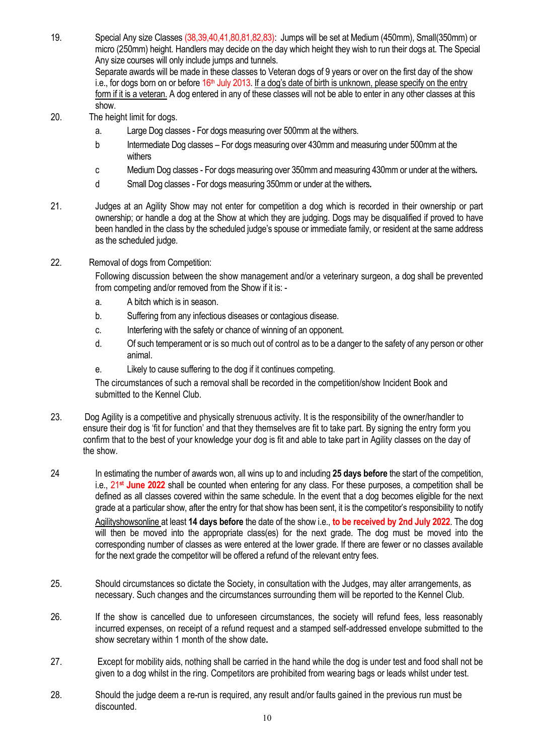19. Special Any size Classes (38,39,40,41,80,81,82,83): Jumps will be set at Medium (450mm), Small(350mm) or micro (250mm) height. Handlers may decide on the day which height they wish to run their dogs at. The Special Any size courses will only include jumps and tunnels.
    Separate awards will be made in these classes to Veteran dogs of 9 years or over on the first day of the show i.e., for dogs born on or before 16th July 2013. If a dog's date of birth is unknown, please specify on the entry form if it is a veteran. A dog entered in any of these classes will not be able to enter in any other classes at this show.

20. The height limit for dogs.
    - a. Large Dog classes - For dogs measuring over 500mm at the withers.
    - b Intermediate Dog classes – For dogs measuring over 430mm and measuring under 500mm at the withers
    - c Medium Dog classes - For dogs measuring over 350mm and measuring 430mm or under at the withers.
    - d Small Dog classes - For dogs measuring 350mm or under at the withers.

21. Judges at an Agility Show may not enter for competition a dog which is recorded in their ownership or part ownership; or handle a dog at the Show at which they are judging. Dogs may be disqualified if proved to have been handled in the class by the scheduled judge's spouse or immediate family, or resident at the same address as the scheduled judge.

22. Removal of dogs from Competition:
    Following discussion between the show management and/or a veterinary surgeon, a dog shall be prevented from competing and/or removed from the Show if it is: -
    - a. A bitch which is in season.
    - b. Suffering from any infectious diseases or contagious disease.
    - c. Interfering with the safety or chance of winning of an opponent.
    - d. Of such temperament or is so much out of control as to be a danger to the safety of any person or other animal.
    - e. Likely to cause suffering to the dog if it continues competing.

    The circumstances of such a removal shall be recorded in the competition/show Incident Book and submitted to the Kennel Club.

23. Dog Agility is a competitive and physically strenuous activity. It is the responsibility of the owner/handler to ensure their dog is 'fit for function' and that they themselves are fit to take part. By signing the entry form you confirm that to the best of your knowledge your dog is fit and able to take part in Agility classes on the day of the show.

24. In estimating the number of awards won, all wins up to and including **25 days before** the start of the competition, i.e., **21st June 2022** shall be counted when entering for any class. For these purposes, a competition shall be defined as all classes covered within the same schedule. In the event that a dog becomes eligible for the next grade at a particular show, after the entry for that show has been sent, it is the competitor's responsibility to notify Agilityshowsonline at least **14 days before** the date of the show i.e., **to be received by 2nd July 2022**. The dog will then be moved into the appropriate class(es) for the next grade. The dog must be moved into the corresponding number of classes as were entered at the lower grade. If there are fewer or no classes available for the next grade the competitor will be offered a refund of the relevant entry fees.

25. Should circumstances so dictate the Society, in consultation with the Judges, may alter arrangements, as necessary. Such changes and the circumstances surrounding them will be reported to the Kennel Club.

26. If the show is cancelled due to unforeseen circumstances, the society will refund fees, less reasonably incurred expenses, on receipt of a refund request and a stamped self-addressed envelope submitted to the show secretary within 1 month of the show date.

27. Except for mobility aids, nothing shall be carried in the hand while the dog is under test and food shall not be given to a dog whilst in the ring. Competitors are prohibited from wearing bags or leads whilst under test.

28. Should the judge deem a re-run is required, any result and/or faults gained in the previous run must be discounted.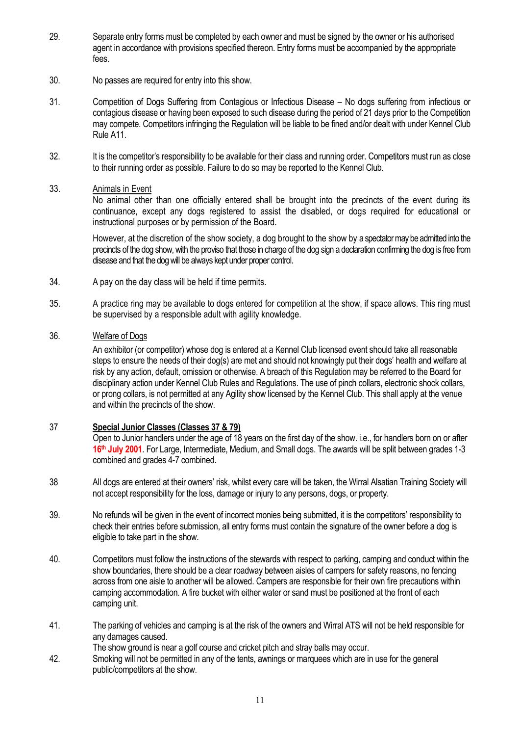29. Separate entry forms must be completed by each owner and must be signed by the owner or his authorised agent in accordance with provisions specified thereon. Entry forms must be accompanied by the appropriate fees.

30. No passes are required for entry into this show.

31. Competition of Dogs Suffering from Contagious or Infectious Disease – No dogs suffering from infectious or contagious disease or having been exposed to such disease during the period of 21 days prior to the Competition may compete. Competitors infringing the Regulation will be liable to be fined and/or dealt with under Kennel Club Rule A11.

32. It is the competitor's responsibility to be available for their class and running order. Competitors must run as close to their running order as possible. Failure to do so may be reported to the Kennel Club.

33. Animals in Event

    No animal other than one officially entered shall be brought into the precincts of the event during its continuance, except any dogs registered to assist the disabled, or dogs required for educational or instructional purposes or by permission of the Board.

    However, at the discretion of the show society, a dog brought to the show by a spectator may be admitted into the precincts of the dog show, with the proviso that those in charge of the dog sign a declaration confirming the dog is free from disease and that the dog will be always kept under proper control.

34. A pay on the day class will be held if time permits.

35. A practice ring may be available to dogs entered for competition at the show, if space allows. This ring must be supervised by a responsible adult with agility knowledge.

36. Welfare of Dogs

    An exhibitor (or competitor) whose dog is entered at a Kennel Club licensed event should take all reasonable steps to ensure the needs of their dog(s) are met and should not knowingly put their dogs' health and welfare at risk by any action, default, omission or otherwise. A breach of this Regulation may be referred to the Board for disciplinary action under Kennel Club Rules and Regulations. The use of pinch collars, electronic shock collars, or prong collars, is not permitted at any Agility show licensed by the Kennel Club. This shall apply at the venue and within the precincts of the show.

37 **Special Junior Classes (Classes 37 & 79)**

    Open to Junior handlers under the age of 18 years on the first day of the show. i.e., for handlers born on or after **16th July 2001**. For Large, Intermediate, Medium, and Small dogs. The awards will be split between grades 1-3 combined and grades 4-7 combined.

38 All dogs are entered at their owners' risk, whilst every care will be taken, the Wirral Alsatian Training Society will not accept responsibility for the loss, damage or injury to any persons, dogs, or property.

39. No refunds will be given in the event of incorrect monies being submitted, it is the competitors' responsibility to check their entries before submission, all entry forms must contain the signature of the owner before a dog is eligible to take part in the show.

40. Competitors must follow the instructions of the stewards with respect to parking, camping and conduct within the show boundaries, there should be a clear roadway between aisles of campers for safety reasons, no fencing across from one aisle to another will be allowed. Campers are responsible for their own fire precautions within camping accommodation. A fire bucket with either water or sand must be positioned at the front of each camping unit.

41. The parking of vehicles and camping is at the risk of the owners and Wirral ATS will not be held responsible for any damages caused.

    The show ground is near a golf course and cricket pitch and stray balls may occur.

42. Smoking will not be permitted in any of the tents, awnings or marquees which are in use for the general public/competitors at the show.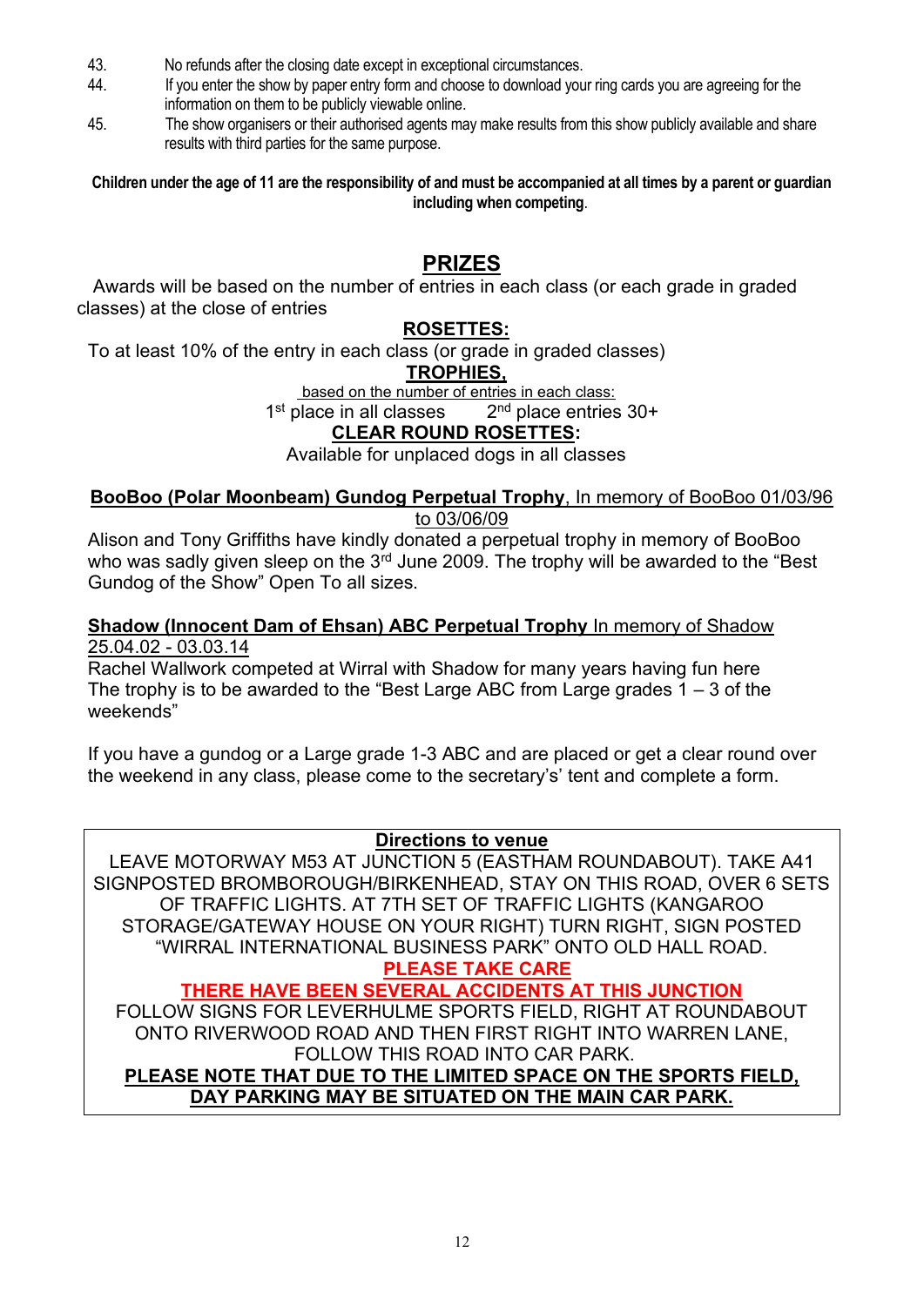43. No refunds after the closing date except in exceptional circumstances.
44. If you enter the show by paper entry form and choose to download your ring cards you are agreeing for the information on them to be publicly viewable online.
45. The show organisers or their authorised agents may make results from this show publicly available and share results with third parties for the same purpose.

**Children under the age of 11 are the responsibility of and must be accompanied at all times by a parent or guardian including when competing**.

## PRIZES

Awards will be based on the number of entries in each class (or each grade in graded classes) at the close of entries

### ROSETTES:

To at least 10% of the entry in each class (or grade in graded classes)

### TROPHIES,

based on the number of entries in each class:

1st place in all classes    2nd place entries 30+

### CLEAR ROUND ROSETTES:

Available for unplaced dogs in all classes

**BooBoo (Polar Moonbeam) Gundog Perpetual Trophy**, In memory of BooBoo 01/03/96 to 03/06/09

Alison and Tony Griffiths have kindly donated a perpetual trophy in memory of BooBoo who was sadly given sleep on the 3rd June 2009. The trophy will be awarded to the "Best Gundog of the Show" Open To all sizes.

**Shadow (Innocent Dam of Ehsan) ABC Perpetual Trophy** In memory of Shadow 25.04.02 - 03.03.14

Rachel Wallwork competed at Wirral with Shadow for many years having fun here The trophy is to be awarded to the "Best Large ABC from Large grades 1 – 3 of the weekends"

If you have a gundog or a Large grade 1-3 ABC and are placed or get a clear round over the weekend in any class, please come to the secretary's' tent and complete a form.

### Directions to venue

LEAVE MOTORWAY M53 AT JUNCTION 5 (EASTHAM ROUNDABOUT). TAKE A41 SIGNPOSTED BROMBOROUGH/BIRKENHEAD, STAY ON THIS ROAD, OVER 6 SETS OF TRAFFIC LIGHTS. AT 7TH SET OF TRAFFIC LIGHTS (KANGAROO STORAGE/GATEWAY HOUSE ON YOUR RIGHT) TURN RIGHT, SIGN POSTED "WIRRAL INTERNATIONAL BUSINESS PARK" ONTO OLD HALL ROAD.

**PLEASE TAKE CARE**

**THERE HAVE BEEN SEVERAL ACCIDENTS AT THIS JUNCTION**

FOLLOW SIGNS FOR LEVERHULME SPORTS FIELD, RIGHT AT ROUNDABOUT ONTO RIVERWOOD ROAD AND THEN FIRST RIGHT INTO WARREN LANE, FOLLOW THIS ROAD INTO CAR PARK.

**PLEASE NOTE THAT DUE TO THE LIMITED SPACE ON THE SPORTS FIELD, DAY PARKING MAY BE SITUATED ON THE MAIN CAR PARK.**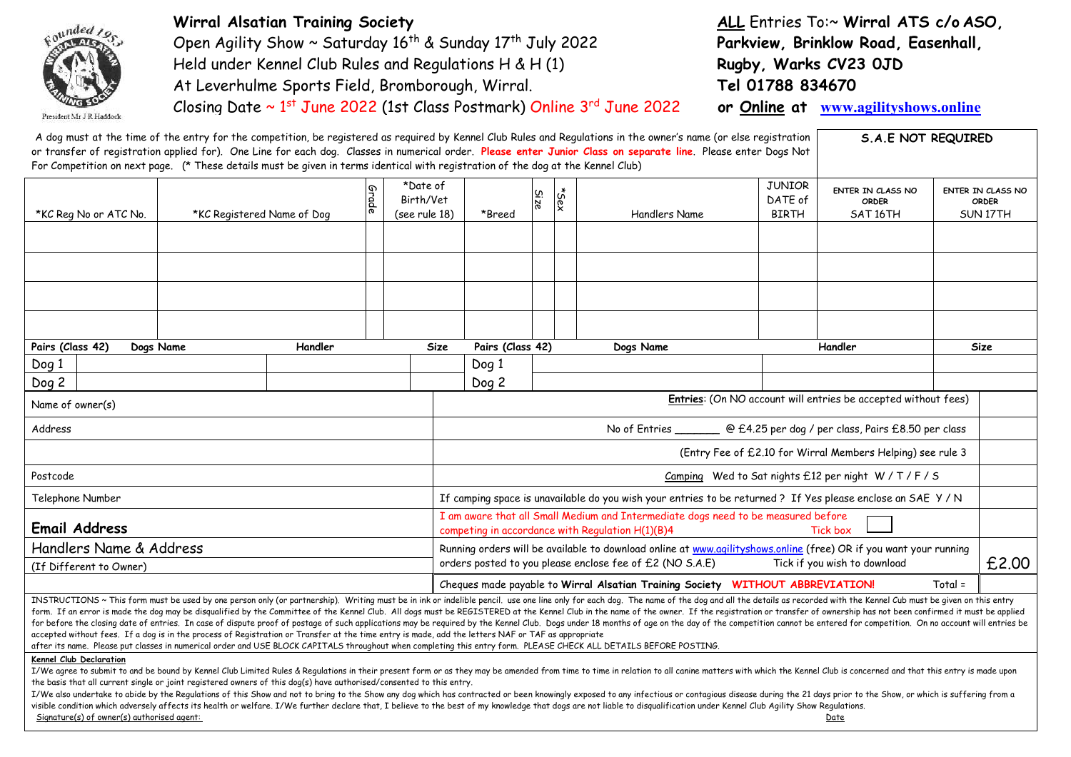**Wirral Alsatian Training Society**
Open Agility Show ~ Saturday 16th & Sunday 17th July 2022
Held under Kennel Club Rules and Regulations H & H (1)
At Leverhulme Sports Field, Bromborough, Wirral.
Closing Date ~ 1st June 2022 (1st Class Postmark) Online 3rd June 2022

**ALL** Entries To:~ **Wirral ATS c/o ASO, Parkview, Brinklow Road, Easenhall, Rugby, Warks CV23 0JD**
**Tel 01788 834670**
**or Online at www.agilityshows.online**

President Mr J R Haddock

A dog must at the time of the entry for the competition, be registered as required by Kennel Club Rules and Regulations in the owner's name (or else registration or transfer of registration applied for). One Line for each dog. Classes in numerical order. **Please enter Junior Class on separate line**. Please enter Dogs Not For Competition on next page. (* These details must be given in terms identical with registration of the dog at the Kennel Club)

**S.A.E NOT REQUIRED**

| *KC Reg No or ATC No. | *KC Registered Name of Dog | Grade | *Date of Birth/Vet (see rule 18) | *Breed | Size | *Sex | Handlers Name | JUNIOR DATE of BIRTH | ENTER IN CLASS NO ORDER SAT 16TH | ENTER IN CLASS NO ORDER SUN 17TH |
|---|---|---|---|---|---|---|---|---|---|---|
| | | | | | | | | | | |
| | | | | | | | | | | |
| | | | | | | | | | | |
| | | | | | | | | | | |

| Pairs (Class 42) | Dogs Name | Handler | Size | Pairs (Class 42) | Dogs Name | Handler | Size |
|---|---|---|---|---|---|---|---|
| Dog 1 | | | | Dog 1 | | | |
| Dog 2 | | | | Dog 2 | | | |

| | | |
|---|---|---|
| Name of owner(s) | **Entries**: (On NO account will entries be accepted without fees) | |
| Address | No of Entries _______ @ £4.25 per dog / per class, Pairs £8.50 per class | |
| | (Entry Fee of £2.10 for Wirral Members Helping) see rule 3 | |
| Postcode | Camping Wed to Sat nights £12 per night W / T / F / S | |
| Telephone Number | If camping space is unavailable do you wish your entries to be returned ? If Yes please enclose an SAE Y / N | |
| **Email Address** | I am aware that all Small Medium and Intermediate dogs need to be measured before competing in accordance with Regulation H(1)(B)4 Tick box ☐ | |
| Handlers Name & Address (If Different to Owner) | Running orders will be available to download online at www.agilityshows.online (free) OR if you want your running orders posted to you please enclose fee of £2 (NO S.A.E) Tick if you wish to download | £2.00 |
| | Cheques made payable to **Wirral Alsatian Training Society WITHOUT ABBREVIATION!** Total = | |

INSTRUCTIONS ~ This form must be used by one person only (or partnership). Writing must be in ink or indelible pencil. use one line only for each dog. The name of the dog and all the details as recorded with the Kennel Cub must be given on this entry form. If an error is made the dog may be disqualified by the Committee of the Kennel Club. All dogs must be REGISTERED at the Kennel Club in the name of the owner. If the registration or transfer of ownership has not been confirmed it must be applied for before the closing date of entries. In case of dispute proof of postage of such applications may be required by the Kennel Club. Dogs under 18 months of age on the day of the competition cannot be entered for competition. On no account will entries be accepted without fees. If a dog is in the process of Registration or Transfer at the time entry is made, add the letters NAF or TAF as appropriate after its name. Please put classes in numerical order and USE BLOCK CAPITALS throughout when completing this entry form. PLEASE CHECK ALL DETAILS BEFORE POSTING.

**Kennel Club Declaration**

I/We agree to submit to and be bound by Kennel Club Limited Rules & Regulations in their present form or as they may be amended from time to time in relation to all canine matters with which the Kennel Club is concerned and that this entry is made upon the basis that all current single or joint registered owners of this dog(s) have authorised/consented to this entry.

I/We also undertake to abide by the Regulations of this Show and not to bring to the Show any dog which has contracted or been knowingly exposed to any infectious or contagious disease during the 21 days prior to the Show, or which is suffering from a visible condition which adversely affects its health or welfare. I/We further declare that, I believe to the best of my knowledge that dogs are not liable to disqualification under Kennel Club Agility Show Regulations.

Signature(s) of owner(s) authorised agent: Date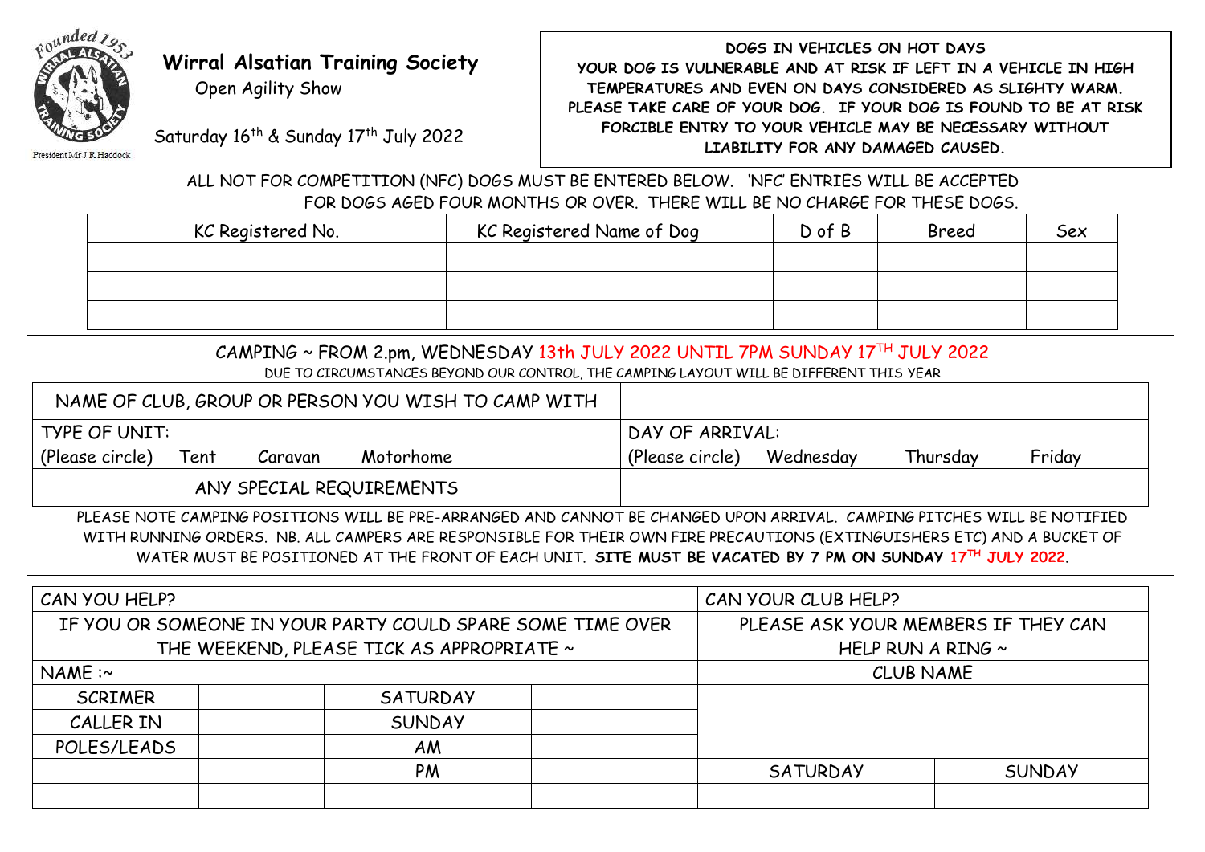# Wirral Alsatian Training Society

Open Agility Show

Saturday 16th & Sunday 17th July 2022

President Mr J R Haddock

**DOGS IN VEHICLES ON HOT DAYS**
**YOUR DOG IS VULNERABLE AND AT RISK IF LEFT IN A VEHICLE IN HIGH TEMPERATURES AND EVEN ON DAYS CONSIDERED AS SLIGHTY WARM. PLEASE TAKE CARE OF YOUR DOG. IF YOUR DOG IS FOUND TO BE AT RISK FORCIBLE ENTRY TO YOUR VEHICLE MAY BE NECESSARY WITHOUT LIABILITY FOR ANY DAMAGED CAUSED.**

ALL NOT FOR COMPETITION (NFC) DOGS MUST BE ENTERED BELOW. 'NFC' ENTRIES WILL BE ACCEPTED FOR DOGS AGED FOUR MONTHS OR OVER. THERE WILL BE NO CHARGE FOR THESE DOGS.

| KC Registered No. | KC Registered Name of Dog | D of B | Breed | Sex |
|---|---|---|---|---|
| | | | | |
| | | | | |
| | | | | |

CAMPING ~ FROM 2.pm, WEDNESDAY 13th JULY 2022 UNTIL 7PM SUNDAY 17TH JULY 2022

DUE TO CIRCUMSTANCES BEYOND OUR CONTROL, THE CAMPING LAYOUT WILL BE DIFFERENT THIS YEAR

| | |
|---|---|
| NAME OF CLUB, GROUP OR PERSON YOU WISH TO CAMP WITH | |
| TYPE OF UNIT: (Please circle) Tent Caravan Motorhome | DAY OF ARRIVAL: (Please circle) Wednesday Thursday Friday |
| ANY SPECIAL REQUIREMENTS | |

PLEASE NOTE CAMPING POSITIONS WILL BE PRE-ARRANGED AND CANNOT BE CHANGED UPON ARRIVAL. CAMPING PITCHES WILL BE NOTIFIED WITH RUNNING ORDERS. NB. ALL CAMPERS ARE RESPONSIBLE FOR THEIR OWN FIRE PRECAUTIONS (EXTINGUISHERS ETC) AND A BUCKET OF WATER MUST BE POSITIONED AT THE FRONT OF EACH UNIT. **SITE MUST BE VACATED BY 7 PM ON SUNDAY 17TH JULY 2022**.

| CAN YOU HELP? | | | | CAN YOUR CLUB HELP? | |
|---|---|---|---|---|---|
| IF YOU OR SOMEONE IN YOUR PARTY COULD SPARE SOME TIME OVER THE WEEKEND, PLEASE TICK AS APPROPRIATE ~ | | | | PLEASE ASK YOUR MEMBERS IF THEY CAN HELP RUN A RING ~ | |
| NAME :~ | | | | CLUB NAME | |
| SCRIMER | | SATURDAY | | | |
| CALLER IN | | SUNDAY | | | |
| POLES/LEADS | | AM | | | |
| | | PM | | SATURDAY | SUNDAY |
| | | | | | |